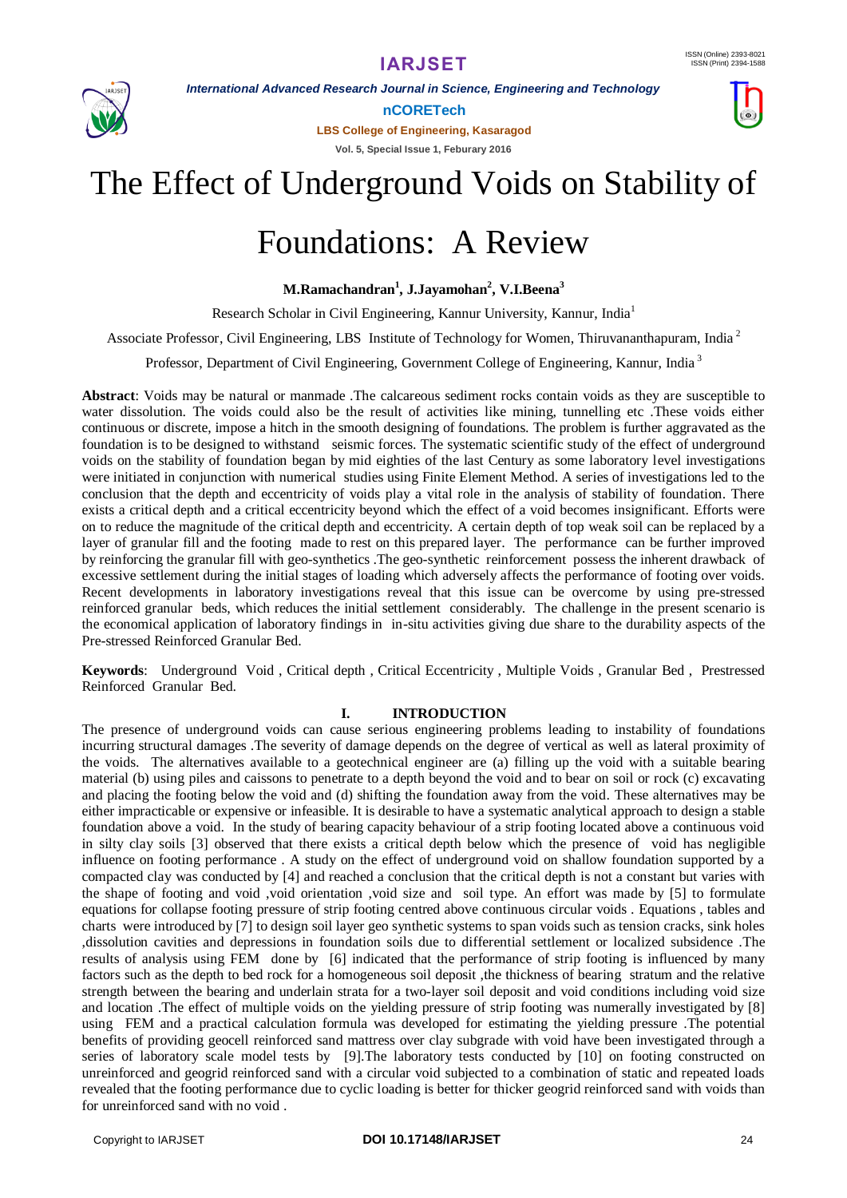# The Effect of Underground Voids on Stability of Foundations: A Review

**M.Ramachandran[1], J.Jayamohan[2], V.I.Beena[3]**

Research Scholar in Civil Engineering, Kannur University, Kannur, India[1]

Associate Professor, Civil Engineering, LBS Institute of Technology for Women, Thiruvananthapuram, India[2]

Professor, Department of Civil Engineering, Government College of Engineering, Kannur, India[3]

**Abstract**: Voids may be natural or manmade .The calcareous sediment rocks contain voids as they are susceptible to water dissolution. The voids could also be the result of activities like mining, tunnelling etc .These voids either continuous or discrete, impose a hitch in the smooth designing of foundations. The problem is further aggravated as the foundation is to be designed to withstand seismic forces. The systematic scientific study of the effect of underground voids on the stability of foundation began by mid eighties of the last Century as some laboratory level investigations were initiated in conjunction with numerical studies using Finite Element Method. A series of investigations led to the conclusion that the depth and eccentricity of voids play a vital role in the analysis of stability of foundation. There exists a critical depth and a critical eccentricity beyond which the effect of a void becomes insignificant. Efforts were on to reduce the magnitude of the critical depth and eccentricity. A certain depth of top weak soil can be replaced by a layer of granular fill and the footing made to rest on this prepared layer. The performance can be further improved by reinforcing the granular fill with geo-synthetics .The geo-synthetic reinforcement possess the inherent drawback of excessive settlement during the initial stages of loading which adversely affects the performance of footing over voids. Recent developments in laboratory investigations reveal that this issue can be overcome by using pre-stressed reinforced granular beds, which reduces the initial settlement considerably. The challenge in the present scenario is the economical application of laboratory findings in in-situ activities giving due share to the durability aspects of the Pre-stressed Reinforced Granular Bed.

**Keywords**: Underground Void , Critical depth , Critical Eccentricity , Multiple Voids , Granular Bed , Prestressed Reinforced Granular Bed.

## I. INTRODUCTION

The presence of underground voids can cause serious engineering problems leading to instability of foundations incurring structural damages .The severity of damage depends on the degree of vertical as well as lateral proximity of the voids. The alternatives available to a geotechnical engineer are (a) filling up the void with a suitable bearing material (b) using piles and caissons to penetrate to a depth beyond the void and to bear on soil or rock (c) excavating and placing the footing below the void and (d) shifting the foundation away from the void. These alternatives may be either impracticable or expensive or infeasible. It is desirable to have a systematic analytical approach to design a stable foundation above a void. In the study of bearing capacity behaviour of a strip footing located above a continuous void in silty clay soils [3] observed that there exists a critical depth below which the presence of void has negligible influence on footing performance . A study on the effect of underground void on shallow foundation supported by a compacted clay was conducted by [4] and reached a conclusion that the critical depth is not a constant but varies with the shape of footing and void ,void orientation ,void size and soil type. An effort was made by [5] to formulate equations for collapse footing pressure of strip footing centred above continuous circular voids . Equations , tables and charts were introduced by [7] to design soil layer geo synthetic systems to span voids such as tension cracks, sink holes ,dissolution cavities and depressions in foundation soils due to differential settlement or localized subsidence .The results of analysis using FEM done by [6] indicated that the performance of strip footing is influenced by many factors such as the depth to bed rock for a homogeneous soil deposit ,the thickness of bearing stratum and the relative strength between the bearing and underlain strata for a two-layer soil deposit and void conditions including void size and location .The effect of multiple voids on the yielding pressure of strip footing was numerically investigated by [8] using FEM and a practical calculation formula was developed for estimating the yielding pressure .The potential benefits of providing geocell reinforced sand mattress over clay subgrade with void have been investigated through a series of laboratory scale model tests by [9].The laboratory tests conducted by [10] on footing constructed on unreinforced and geogrid reinforced sand with a circular void subjected to a combination of static and repeated loads revealed that the footing performance due to cyclic loading is better for thicker geogrid reinforced sand with voids than for unreinforced sand with no void .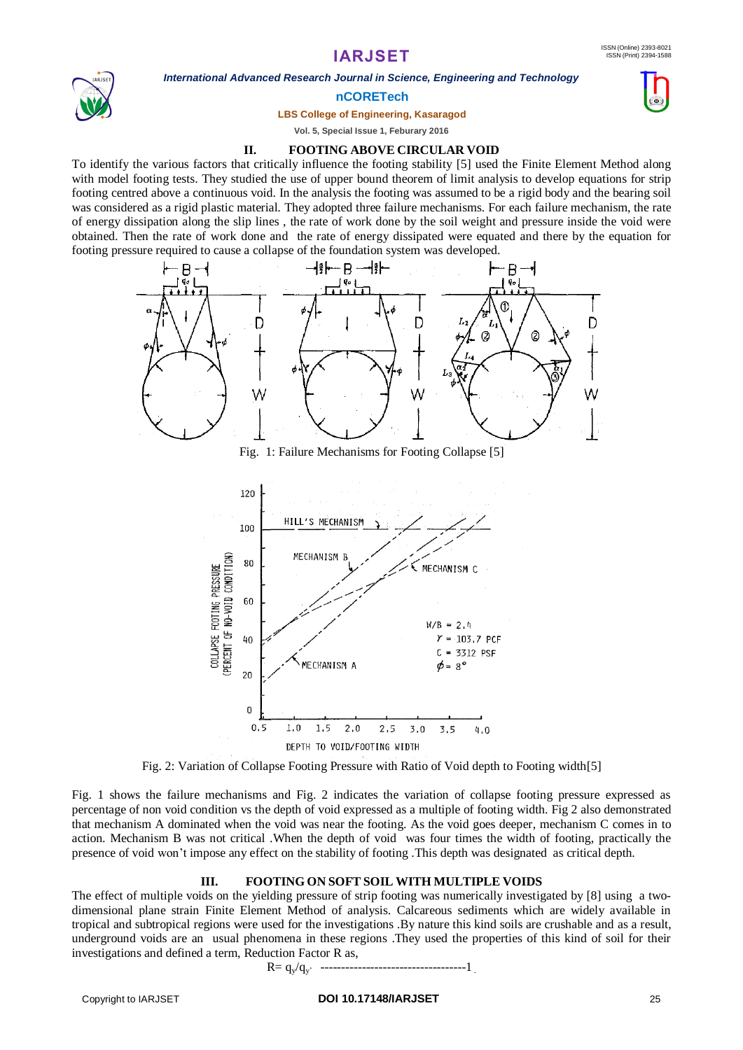## II. FOOTING ABOVE CIRCULAR VOID

To identify the various factors that critically influence the footing stability [5] used the Finite Element Method along with model footing tests. They studied the use of upper bound theorem of limit analysis to develop equations for strip footing centred above a continuous void. In the analysis the footing was assumed to be a rigid body and the bearing soil was considered as a rigid plastic material. They adopted three failure mechanisms. For each failure mechanism, the rate of energy dissipation along the slip lines , the rate of work done by the soil weight and pressure inside the void were obtained. Then the rate of work done and the rate of energy dissipated were equated and there by the equation for footing pressure required to cause a collapse of the foundation system was developed.

Fig. 1: Failure Mechanisms for Footing Collapse [5]

Fig. 2: Variation of Collapse Footing Pressure with Ratio of Void depth to Footing width[5]

Fig. 1 shows the failure mechanisms and Fig. 2 indicates the variation of collapse footing pressure expressed as percentage of non void condition vs the depth of void expressed as a multiple of footing width. Fig 2 also demonstrated that mechanism A dominated when the void was near the footing. As the void goes deeper, mechanism C comes in to action. Mechanism B was not critical .When the depth of void was four times the width of footing, practically the presence of void won't impose any effect on the stability of footing .This depth was designated as critical depth.

## III. FOOTING ON SOFT SOIL WITH MULTIPLE VOIDS

The effect of multiple voids on the yielding pressure of strip footing was numerically investigated by [8] using a two-dimensional plane strain Finite Element Method of analysis. Calcareous sediments which are widely available in tropical and subtropical regions were used for the investigations .By nature this kind soils are crushable and as a result, underground voids are an usual phenomena in these regions .They used the properties of this kind of soil for their investigations and defined a term, Reduction Factor R as,

$$R = q_y / q_{y'} \quad \text{-----------------------------------1}$$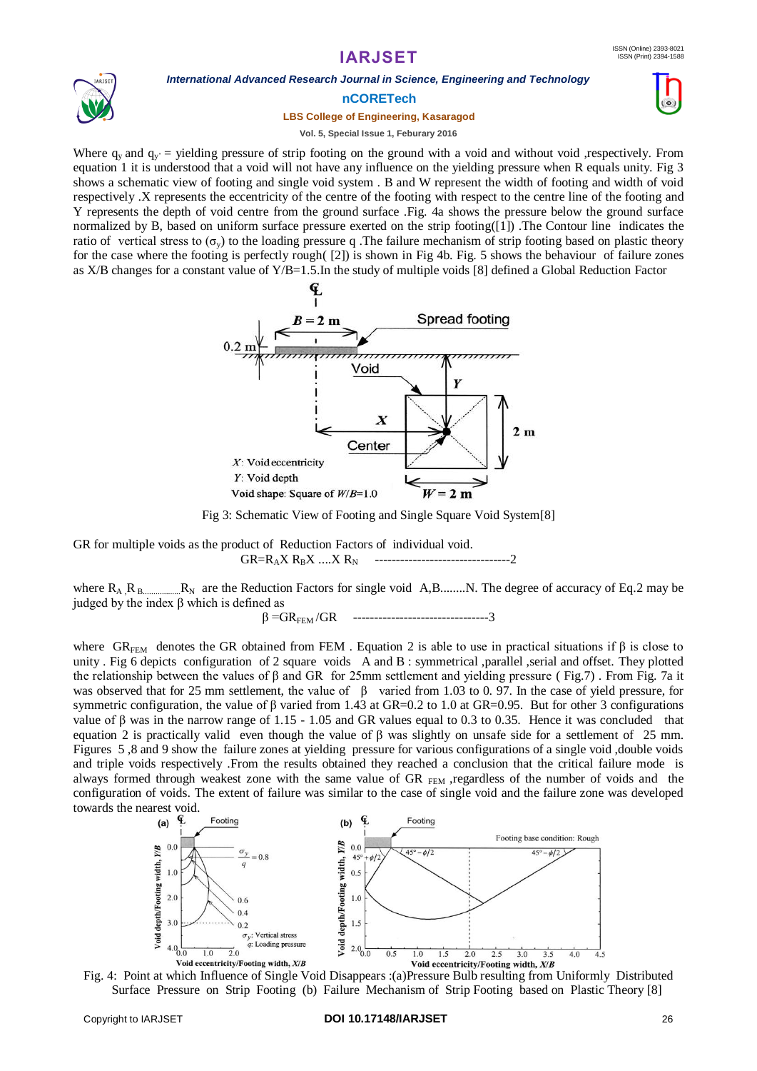Where $q_y$ and $q_{y'}$ = yielding pressure of strip footing on the ground with a void and without void ,respectively. From equation 1 it is understood that a void will not have any influence on the yielding pressure when R equals unity. Fig 3 shows a schematic view of footing and single void system . B and W represent the width of footing and width of void respectively .X represents the eccentricity of the centre of the footing with respect to the centre line of the footing and Y represents the depth of void centre from the ground surface .Fig. 4a shows the pressure below the ground surface normalized by B, based on uniform surface pressure exerted on the strip footing([1]) .The Contour line indicates the ratio of vertical stress to ($\sigma_y$) to the loading pressure q .The failure mechanism of strip footing based on plastic theory for the case where the footing is perfectly rough( [2]) is shown in Fig 4b. Fig. 5 shows the behaviour of failure zones as X/B changes for a constant value of Y/B=1.5.In the study of multiple voids [8] defined a Global Reduction Factor

Fig 3: Schematic View of Footing and Single Square Void System[8]

GR for multiple voids as the product of Reduction Factors of individual void.

$$GR = R_A X R_B X \ldots X R_N \quad \text{--------------------------------2}$$

where $R_A$ ,$R_B$..........$R_N$ are the Reduction Factors for single void A,B........N. The degree of accuracy of Eq.2 may be judged by the index β which is defined as

$$\beta = GR_{FEM} / GR \quad \text{--------------------------------3}$$

where $GR_{FEM}$ denotes the GR obtained from FEM . Equation 2 is able to use in practical situations if β is close to unity . Fig 6 depicts configuration of 2 square voids A and B : symmetrical ,parallel ,serial and offset. They plotted the relationship between the values of β and GR for 25mm settlement and yielding pressure ( Fig.7) . From Fig. 7a it was observed that for 25 mm settlement, the value of β varied from 1.03 to 0. 97. In the case of yield pressure, for symmetric configuration, the value of β varied from 1.43 at GR=0.2 to 1.0 at GR=0.95. But for other 3 configurations value of β was in the narrow range of 1.15 - 1.05 and GR values equal to 0.3 to 0.35. Hence it was concluded that equation 2 is practically valid even though the value of β was slightly on unsafe side for a settlement of 25 mm. Figures 5 ,8 and 9 show the failure zones at yielding pressure for various configurations of a single void ,double voids and triple voids respectively .From the results obtained they reached a conclusion that the critical failure mode is always formed through weakest zone with the same value of $GR_{FEM}$ ,regardless of the number of voids and the configuration of voids. The extent of failure was similar to the case of single void and the failure zone was developed towards the nearest void.

Fig. 4: Point at which Influence of Single Void Disappears :(a)Pressure Bulb resulting from Uniformly Distributed Surface Pressure on Strip Footing (b) Failure Mechanism of Strip Footing based on Plastic Theory [8]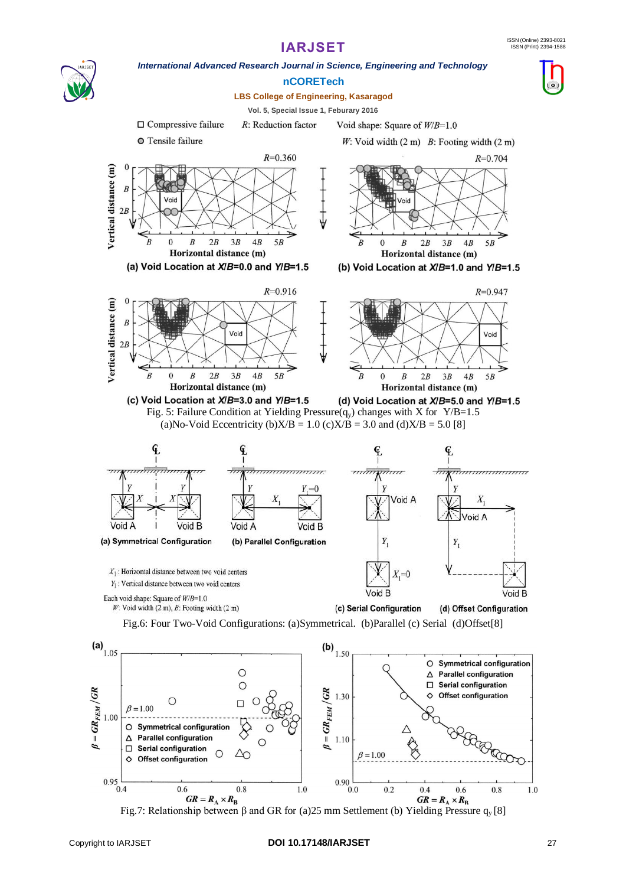Fig. 5: Failure Condition at Yielding Pressure($q_y$) changes with X for Y/B=1.5 (a)No-Void Eccentricity (b)X/B = 1.0 (c)X/B = 3.0 and (d)X/B = 5.0 [8]

Fig.6: Four Two-Void Configurations: (a)Symmetrical. (b)Parallel (c) Serial (d)Offset[8]

Fig.7: Relationship between β and GR for (a)25 mm Settlement (b) Yielding Pressure $q_y$ [8]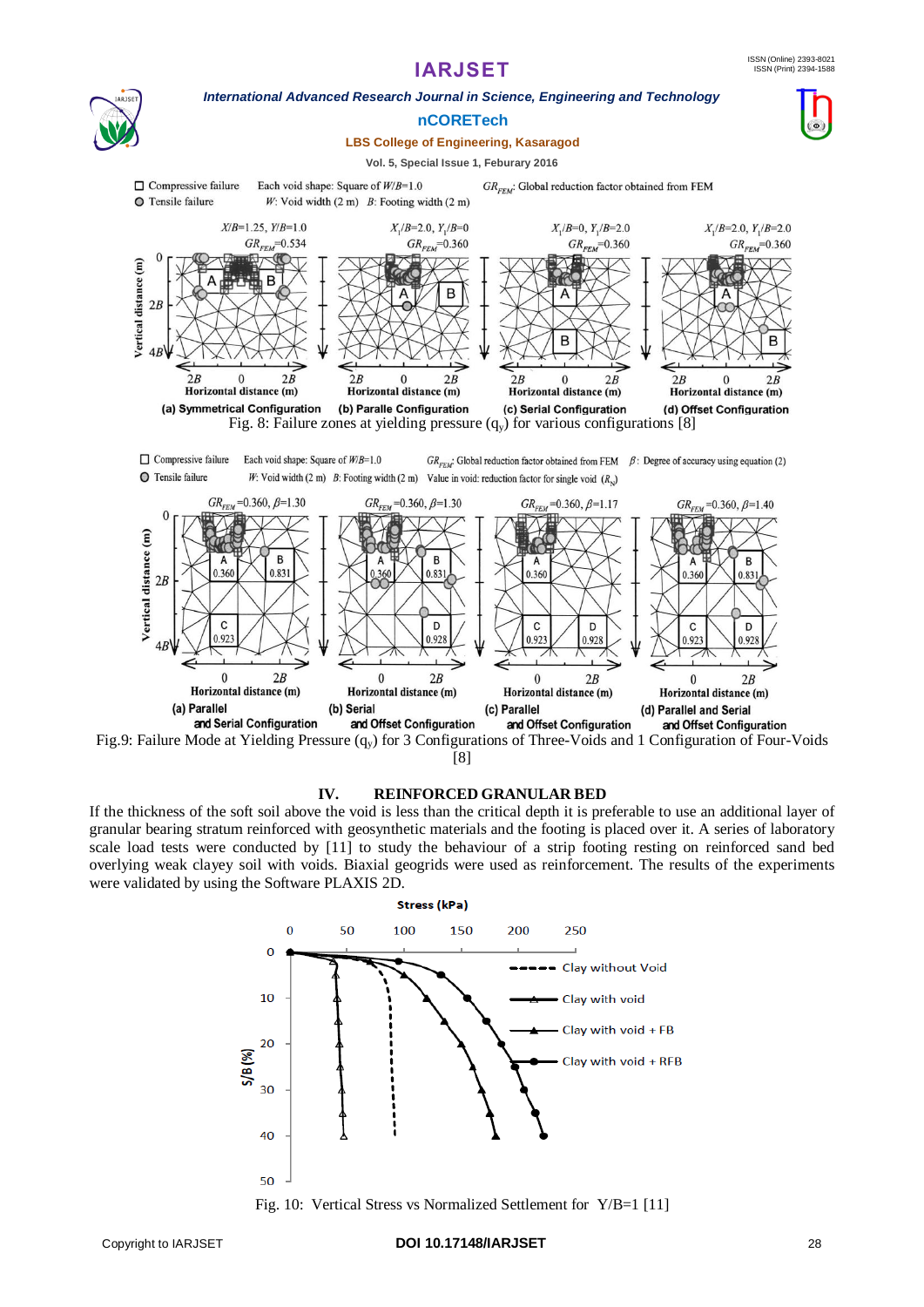Fig. 8: Failure zones at yielding pressure ($q_y$) for various configurations [8]

Fig.9: Failure Mode at Yielding Pressure ($q_y$) for 3 Configurations of Three-Voids and 1 Configuration of Four-Voids [8]

## IV. REINFORCED GRANULAR BED

If the thickness of the soft soil above the void is less than the critical depth it is preferable to use an additional layer of granular bearing stratum reinforced with geosynthetic materials and the footing is placed over it. A series of laboratory scale load tests were conducted by [11] to study the behaviour of a strip footing resting on reinforced sand bed overlying weak clayey soil with voids. Biaxial geogrids were used as reinforcement. The results of the experiments were validated by using the Software PLAXIS 2D.

Fig. 10: Vertical Stress vs Normalized Settlement for Y/B=1 [11]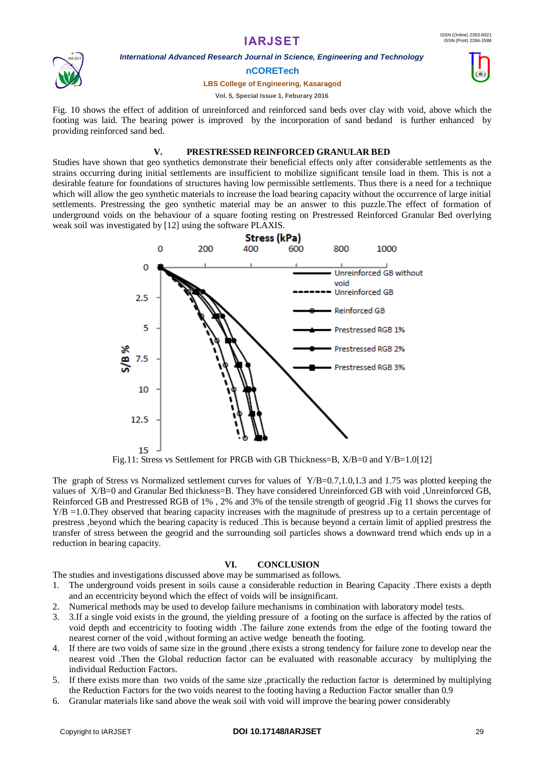Fig. 10 shows the effect of addition of unreinforced and reinforced sand beds over clay with void, above which the footing was laid. The bearing power is improved by the incorporation of sand bedand is further enhanced by providing reinforced sand bed.

## V. PRESTRESSED REINFORCED GRANULAR BED

Studies have shown that geo synthetics demonstrate their beneficial effects only after considerable settlements as the strains occurring during initial settlements are insufficient to mobilize significant tensile load in them. This is not a desirable feature for foundations of structures having low permissible settlements. Thus there is a need for a technique which will allow the geo synthetic materials to increase the load bearing capacity without the occurrence of large initial settlements. Prestressing the geo synthetic material may be an answer to this puzzle.The effect of formation of underground voids on the behaviour of a square footing resting on Prestressed Reinforced Granular Bed overlying weak soil was investigated by [12] using the software PLAXIS.

Fig.11: Stress vs Settlement for PRGB with GB Thickness=B, X/B=0 and Y/B=1.0[12]

The graph of Stress vs Normalized settlement curves for values of Y/B=0.7,1.0,1.3 and 1.75 was plotted keeping the values of X/B=0 and Granular Bed thickness=B. They have considered Unreinforced GB with void ,Unreinforced GB, Reinforced GB and Prestressed RGB of 1% , 2% and 3% of the tensile strength of geogrid .Fig 11 shows the curves for Y/B =1.0.They observed that bearing capacity increases with the magnitude of prestress up to a certain percentage of prestress ,beyond which the bearing capacity is reduced .This is because beyond a certain limit of applied prestress the transfer of stress between the geogrid and the surrounding soil particles shows a downward trend which ends up in a reduction in bearing capacity.

## VI. CONCLUSION

The studies and investigations discussed above may be summarised as follows.

1. The underground voids present in soils cause a considerable reduction in Bearing Capacity .There exists a depth and an eccentricity beyond which the effect of voids will be insignificant.
2. Numerical methods may be used to develop failure mechanisms in combination with laboratory model tests.
3. 3.If a single void exists in the ground, the yielding pressure of a footing on the surface is affected by the ratios of void depth and eccentricity to footing width .The failure zone extends from the edge of the footing toward the nearest corner of the void ,without forming an active wedge beneath the footing.
4. If there are two voids of same size in the ground ,there exists a strong tendency for failure zone to develop near the nearest void .Then the Global reduction factor can be evaluated with reasonable accuracy by multiplying the individual Reduction Factors.
5. If there exists more than two voids of the same size ,practically the reduction factor is determined by multiplying the Reduction Factors for the two voids nearest to the footing having a Reduction Factor smaller than 0.9
6. Granular materials like sand above the weak soil with void will improve the bearing power considerably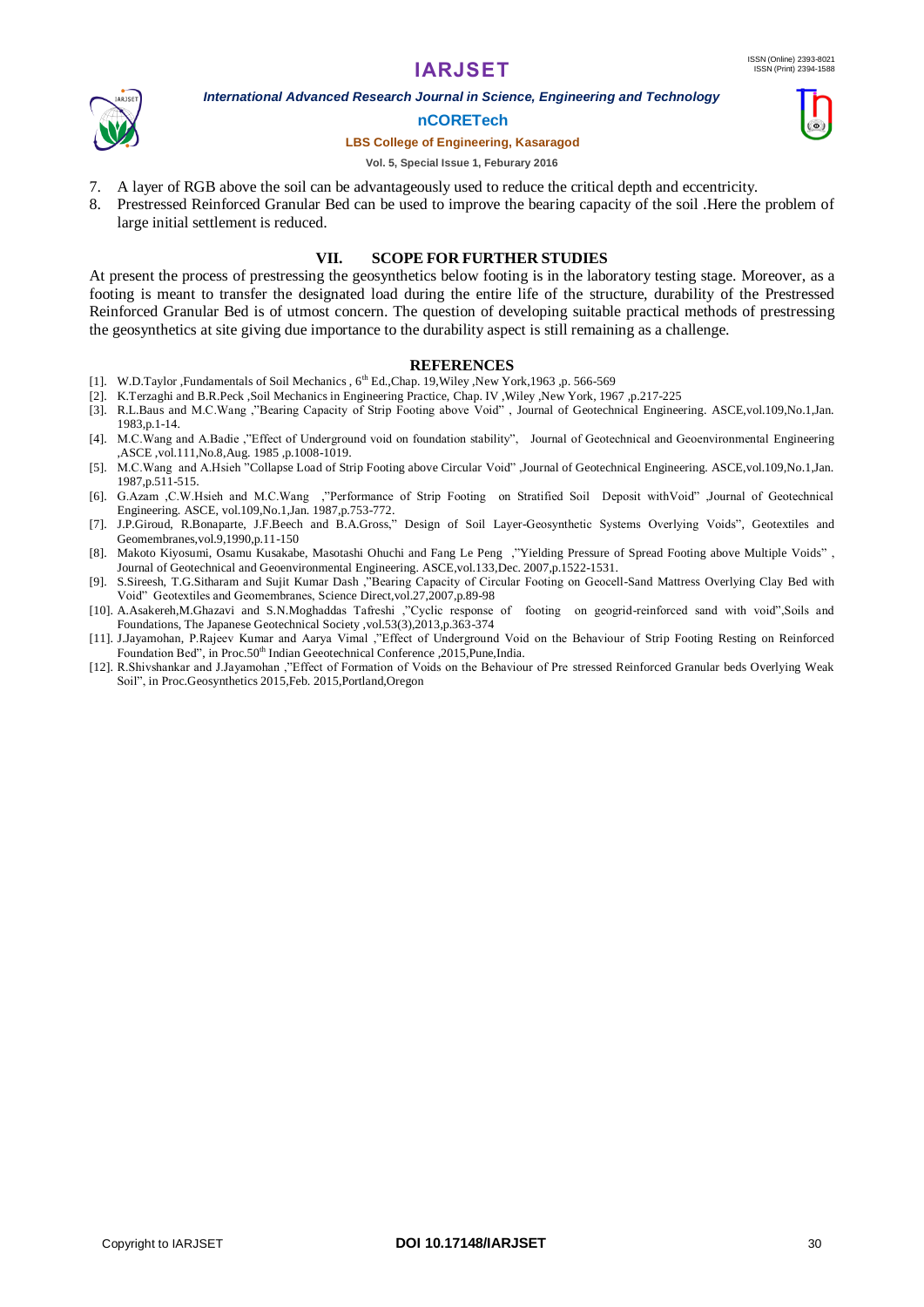7. A layer of RGB above the soil can be advantageously used to reduce the critical depth and eccentricity.
8. Prestressed Reinforced Granular Bed can be used to improve the bearing capacity of the soil .Here the problem of large initial settlement is reduced.

## VII. SCOPE FOR FURTHER STUDIES

At present the process of prestressing the geosynthetics below footing is in the laboratory testing stage. Moreover, as a footing is meant to transfer the designated load during the entire life of the structure, durability of the Prestressed Reinforced Granular Bed is of utmost concern. The question of developing suitable practical methods of prestressing the geosynthetics at site giving due importance to the durability aspect is still remaining as a challenge.

## REFERENCES

[1]. W.D.Taylor ,Fundamentals of Soil Mechanics , 6th Ed.,Chap. 19,Wiley ,New York,1963 ,p. 566-569

[2]. K.Terzaghi and B.R.Peck ,Soil Mechanics in Engineering Practice, Chap. IV ,Wiley ,New York, 1967 ,p.217-225

[3]. R.L.Baus and M.C.Wang ,"Bearing Capacity of Strip Footing above Void" , Journal of Geotechnical Engineering. ASCE,vol.109,No.1,Jan. 1983,p.1-14.

[4]. M.C.Wang and A.Badie ,"Effect of Underground void on foundation stability", Journal of Geotechnical and Geoenvironmental Engineering ,ASCE ,vol.111,No.8,Aug. 1985 ,p.1008-1019.

[5]. M.C.Wang and A.Hsieh "Collapse Load of Strip Footing above Circular Void" ,Journal of Geotechnical Engineering. ASCE,vol.109,No.1,Jan. 1987,p.511-515.

[6]. G.Azam ,C.W.Hsieh and M.C.Wang ,"Performance of Strip Footing on Stratified Soil Deposit withVoid" ,Journal of Geotechnical Engineering. ASCE, vol.109,No.1,Jan. 1987,p.753-772.

[7]. J.P.Giroud, R.Bonaparte, J.F.Beech and B.A.Gross," Design of Soil Layer-Geosynthetic Systems Overlying Voids", Geotextiles and Geomembranes,vol.9,1990,p.11-150

[8]. Makoto Kiyosumi, Osamu Kusakabe, Masotashi Ohuchi and Fang Le Peng ,"Yielding Pressure of Spread Footing above Multiple Voids" , Journal of Geotechnical and Geoenvironmental Engineering. ASCE,vol.133,Dec. 2007,p.1522-1531.

[9]. S.Sireesh, T.G.Sitharam and Sujit Kumar Dash ,"Bearing Capacity of Circular Footing on Geocell-Sand Mattress Overlying Clay Bed with Void" Geotextiles and Geomembranes, Science Direct,vol.27,2007,p.89-98

[10]. A.Asakereh,M.Ghazavi and S.N.Moghaddas Tafreshi ,"Cyclic response of footing on geogrid-reinforced sand with void",Soils and Foundations, The Japanese Geotechnical Society ,vol.53(3),2013,p.363-374

[11]. J.Jayamohan, P.Rajeev Kumar and Aarya Vimal ,"Effect of Underground Void on the Behaviour of Strip Footing Resting on Reinforced Foundation Bed", in Proc.50th Indian Geeotechnical Conference ,2015,Pune,India.

[12]. R.Shivshankar and J.Jayamohan ,"Effect of Formation of Voids on the Behaviour of Pre stressed Reinforced Granular beds Overlying Weak Soil", in Proc.Geosynthetics 2015,Feb. 2015,Portland,Oregon